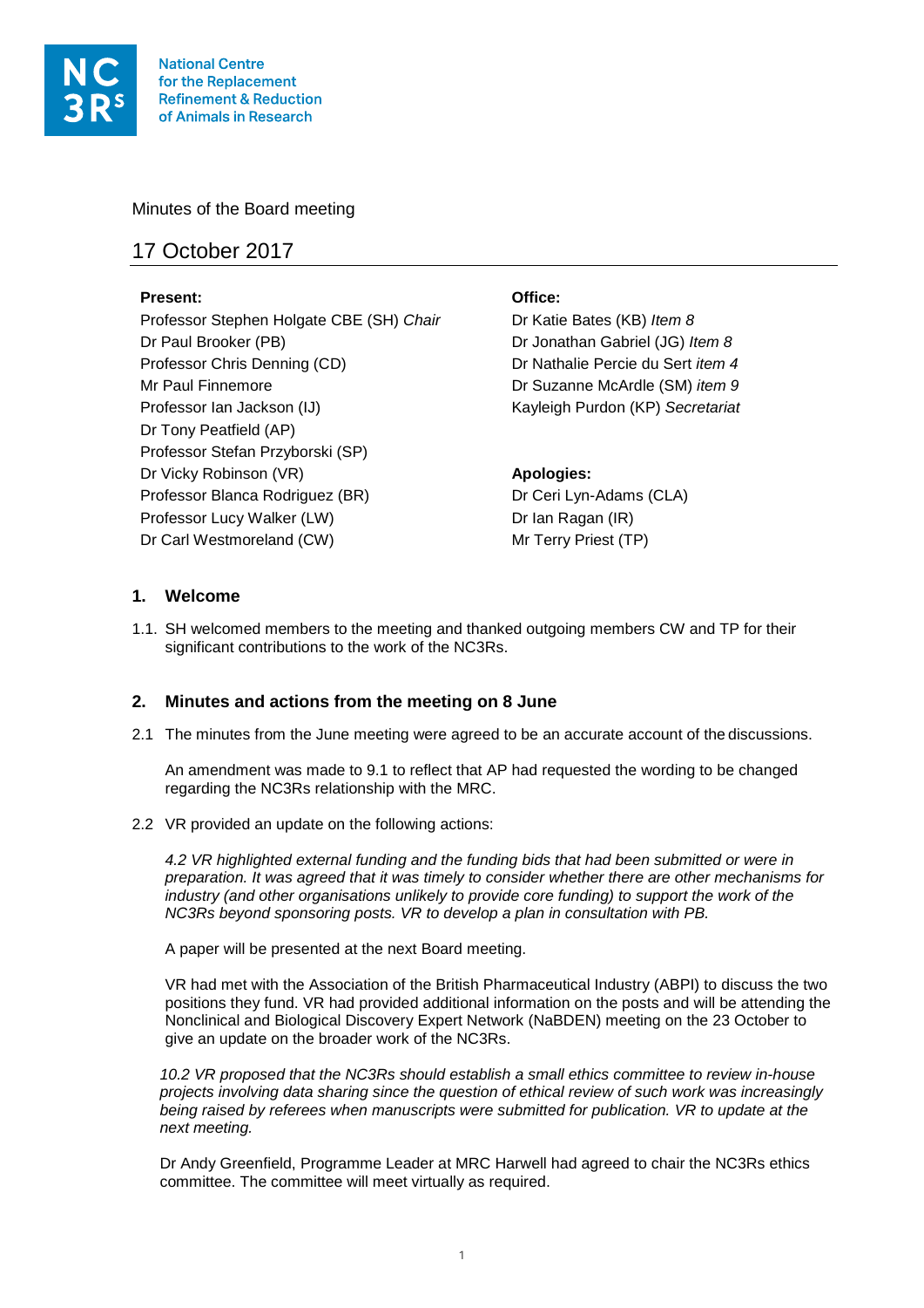National Centre for the Replacement Refinement & Reduction of Animals in Research

Minutes of the Board meeting

# 17 October 2017

**Present:**
Professor Stephen Holgate CBE (SH) *Chair*
Dr Paul Brooker (PB)
Professor Chris Denning (CD)
Mr Paul Finnemore
Professor Ian Jackson (IJ)
Dr Tony Peatfield (AP)
Professor Stefan Przyborski (SP)
Dr Vicky Robinson (VR)
Professor Blanca Rodriguez (BR)
Professor Lucy Walker (LW)
Dr Carl Westmoreland (CW)

**Office:**
Dr Katie Bates (KB) *Item 8*
Dr Jonathan Gabriel (JG) *Item 8*
Dr Nathalie Percie du Sert *item 4*
Dr Suzanne McArdle (SM) *item 9*
Kayleigh Purdon (KP) *Secretariat*

**Apologies:**
Dr Ceri Lyn-Adams (CLA)
Dr Ian Ragan (IR)
Mr Terry Priest (TP)

## 1. Welcome

1.1. SH welcomed members to the meeting and thanked outgoing members CW and TP for their significant contributions to the work of the NC3Rs.

## 2. Minutes and actions from the meeting on 8 June

2.1 The minutes from the June meeting were agreed to be an accurate account of the discussions.

An amendment was made to 9.1 to reflect that AP had requested the wording to be changed regarding the NC3Rs relationship with the MRC.

2.2 VR provided an update on the following actions:

*4.2 VR highlighted external funding and the funding bids that had been submitted or were in preparation. It was agreed that it was timely to consider whether there are other mechanisms for industry (and other organisations unlikely to provide core funding) to support the work of the NC3Rs beyond sponsoring posts. VR to develop a plan in consultation with PB.*

A paper will be presented at the next Board meeting.

VR had met with the Association of the British Pharmaceutical Industry (ABPI) to discuss the two positions they fund. VR had provided additional information on the posts and will be attending the Nonclinical and Biological Discovery Expert Network (NaBDEN) meeting on the 23 October to give an update on the broader work of the NC3Rs.

*10.2 VR proposed that the NC3Rs should establish a small ethics committee to review in-house projects involving data sharing since the question of ethical review of such work was increasingly being raised by referees when manuscripts were submitted for publication. VR to update at the next meeting.*

Dr Andy Greenfield, Programme Leader at MRC Harwell had agreed to chair the NC3Rs ethics committee. The committee will meet virtually as required.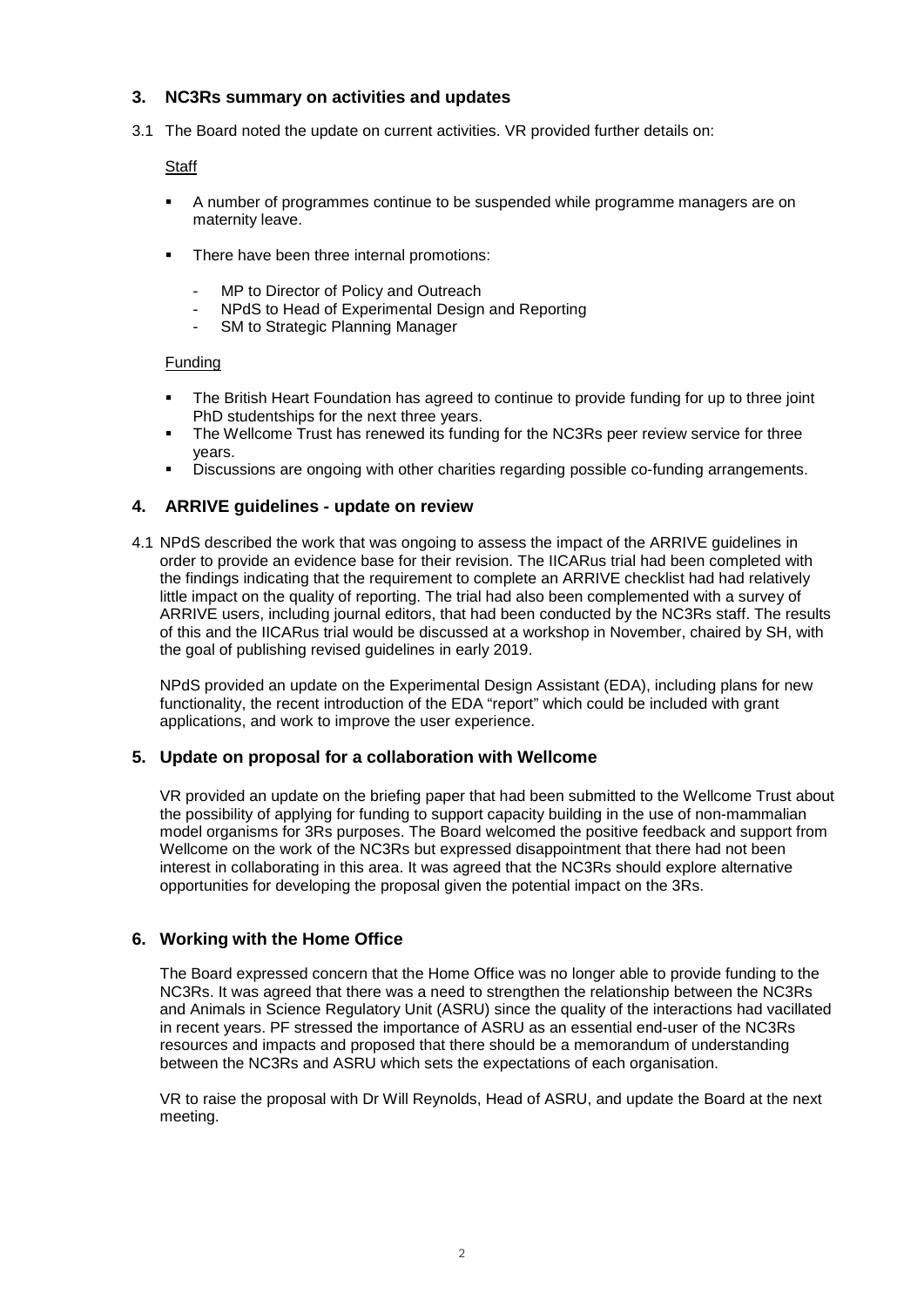## 3. NC3Rs summary on activities and updates

3.1 The Board noted the update on current activities. VR provided further details on:

Staff

- A number of programmes continue to be suspended while programme managers are on maternity leave.
- There have been three internal promotions:
  - MP to Director of Policy and Outreach
  - NPdS to Head of Experimental Design and Reporting
  - SM to Strategic Planning Manager

Funding

- The British Heart Foundation has agreed to continue to provide funding for up to three joint PhD studentships for the next three years.
- The Wellcome Trust has renewed its funding for the NC3Rs peer review service for three years.
- Discussions are ongoing with other charities regarding possible co-funding arrangements.

## 4. ARRIVE guidelines - update on review

4.1 NPdS described the work that was ongoing to assess the impact of the ARRIVE guidelines in order to provide an evidence base for their revision. The IICARus trial had been completed with the findings indicating that the requirement to complete an ARRIVE checklist had had relatively little impact on the quality of reporting. The trial had also been complemented with a survey of ARRIVE users, including journal editors, that had been conducted by the NC3Rs staff. The results of this and the IICARus trial would be discussed at a workshop in November, chaired by SH, with the goal of publishing revised guidelines in early 2019.

NPdS provided an update on the Experimental Design Assistant (EDA), including plans for new functionality, the recent introduction of the EDA "report" which could be included with grant applications, and work to improve the user experience.

## 5. Update on proposal for a collaboration with Wellcome

VR provided an update on the briefing paper that had been submitted to the Wellcome Trust about the possibility of applying for funding to support capacity building in the use of non-mammalian model organisms for 3Rs purposes. The Board welcomed the positive feedback and support from Wellcome on the work of the NC3Rs but expressed disappointment that there had not been interest in collaborating in this area. It was agreed that the NC3Rs should explore alternative opportunities for developing the proposal given the potential impact on the 3Rs.

## 6. Working with the Home Office

The Board expressed concern that the Home Office was no longer able to provide funding to the NC3Rs. It was agreed that there was a need to strengthen the relationship between the NC3Rs and Animals in Science Regulatory Unit (ASRU) since the quality of the interactions had vacillated in recent years. PF stressed the importance of ASRU as an essential end-user of the NC3Rs resources and impacts and proposed that there should be a memorandum of understanding between the NC3Rs and ASRU which sets the expectations of each organisation.

VR to raise the proposal with Dr Will Reynolds, Head of ASRU, and update the Board at the next meeting.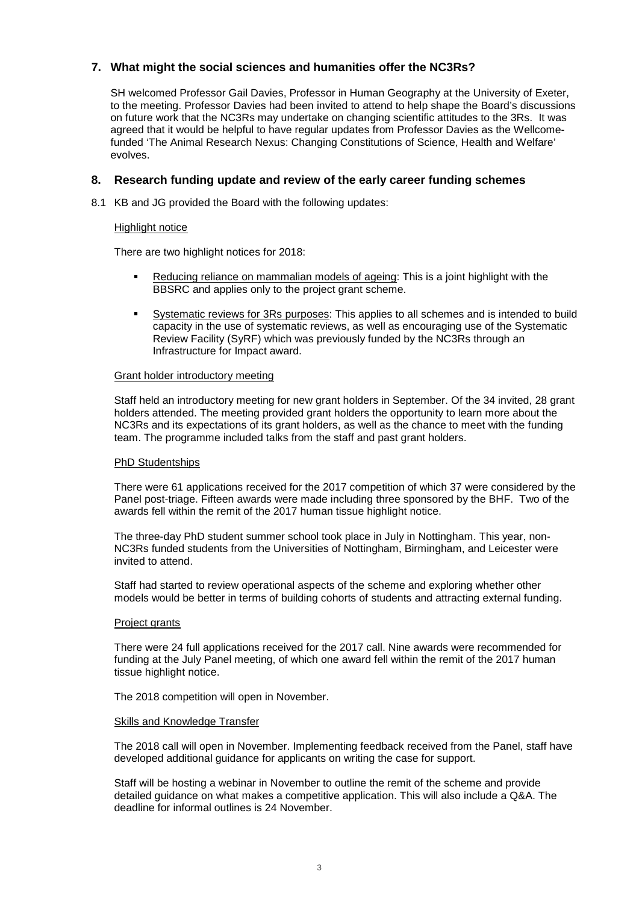## 7. What might the social sciences and humanities offer the NC3Rs?

SH welcomed Professor Gail Davies, Professor in Human Geography at the University of Exeter, to the meeting. Professor Davies had been invited to attend to help shape the Board's discussions on future work that the NC3Rs may undertake on changing scientific attitudes to the 3Rs. It was agreed that it would be helpful to have regular updates from Professor Davies as the Wellcome-funded 'The Animal Research Nexus: Changing Constitutions of Science, Health and Welfare' evolves.

## 8. Research funding update and review of the early career funding schemes

8.1 KB and JG provided the Board with the following updates:

<u>Highlight notice</u>

There are two highlight notices for 2018:

- <u>Reducing reliance on mammalian models of ageing</u>: This is a joint highlight with the BBSRC and applies only to the project grant scheme.
- <u>Systematic reviews for 3Rs purposes</u>: This applies to all schemes and is intended to build capacity in the use of systematic reviews, as well as encouraging use of the Systematic Review Facility (SyRF) which was previously funded by the NC3Rs through an Infrastructure for Impact award.

<u>Grant holder introductory meeting</u>

Staff held an introductory meeting for new grant holders in September. Of the 34 invited, 28 grant holders attended. The meeting provided grant holders the opportunity to learn more about the NC3Rs and its expectations of its grant holders, as well as the chance to meet with the funding team. The programme included talks from the staff and past grant holders.

<u>PhD Studentships</u>

There were 61 applications received for the 2017 competition of which 37 were considered by the Panel post-triage. Fifteen awards were made including three sponsored by the BHF. Two of the awards fell within the remit of the 2017 human tissue highlight notice.

The three-day PhD student summer school took place in July in Nottingham. This year, non-NC3Rs funded students from the Universities of Nottingham, Birmingham, and Leicester were invited to attend.

Staff had started to review operational aspects of the scheme and exploring whether other models would be better in terms of building cohorts of students and attracting external funding.

<u>Project grants</u>

There were 24 full applications received for the 2017 call. Nine awards were recommended for funding at the July Panel meeting, of which one award fell within the remit of the 2017 human tissue highlight notice.

The 2018 competition will open in November.

<u>Skills and Knowledge Transfer</u>

The 2018 call will open in November. Implementing feedback received from the Panel, staff have developed additional guidance for applicants on writing the case for support.

Staff will be hosting a webinar in November to outline the remit of the scheme and provide detailed guidance on what makes a competitive application. This will also include a Q&A. The deadline for informal outlines is 24 November.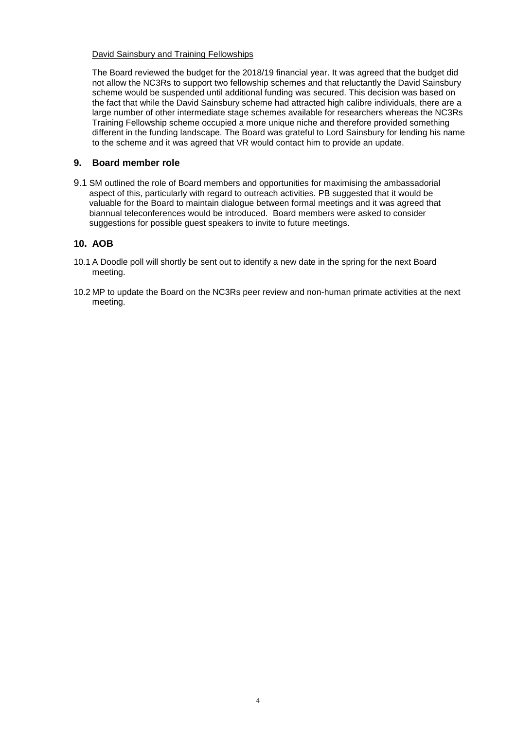David Sainsbury and Training Fellowships

The Board reviewed the budget for the 2018/19 financial year. It was agreed that the budget did not allow the NC3Rs to support two fellowship schemes and that reluctantly the David Sainsbury scheme would be suspended until additional funding was secured. This decision was based on the fact that while the David Sainsbury scheme had attracted high calibre individuals, there are a large number of other intermediate stage schemes available for researchers whereas the NC3Rs Training Fellowship scheme occupied a more unique niche and therefore provided something different in the funding landscape. The Board was grateful to Lord Sainsbury for lending his name to the scheme and it was agreed that VR would contact him to provide an update.

## 9. Board member role

9.1 SM outlined the role of Board members and opportunities for maximising the ambassadorial aspect of this, particularly with regard to outreach activities. PB suggested that it would be valuable for the Board to maintain dialogue between formal meetings and it was agreed that biannual teleconferences would be introduced. Board members were asked to consider suggestions for possible guest speakers to invite to future meetings.

## 10. AOB

10.1 A Doodle poll will shortly be sent out to identify a new date in the spring for the next Board meeting.

10.2 MP to update the Board on the NC3Rs peer review and non-human primate activities at the next meeting.